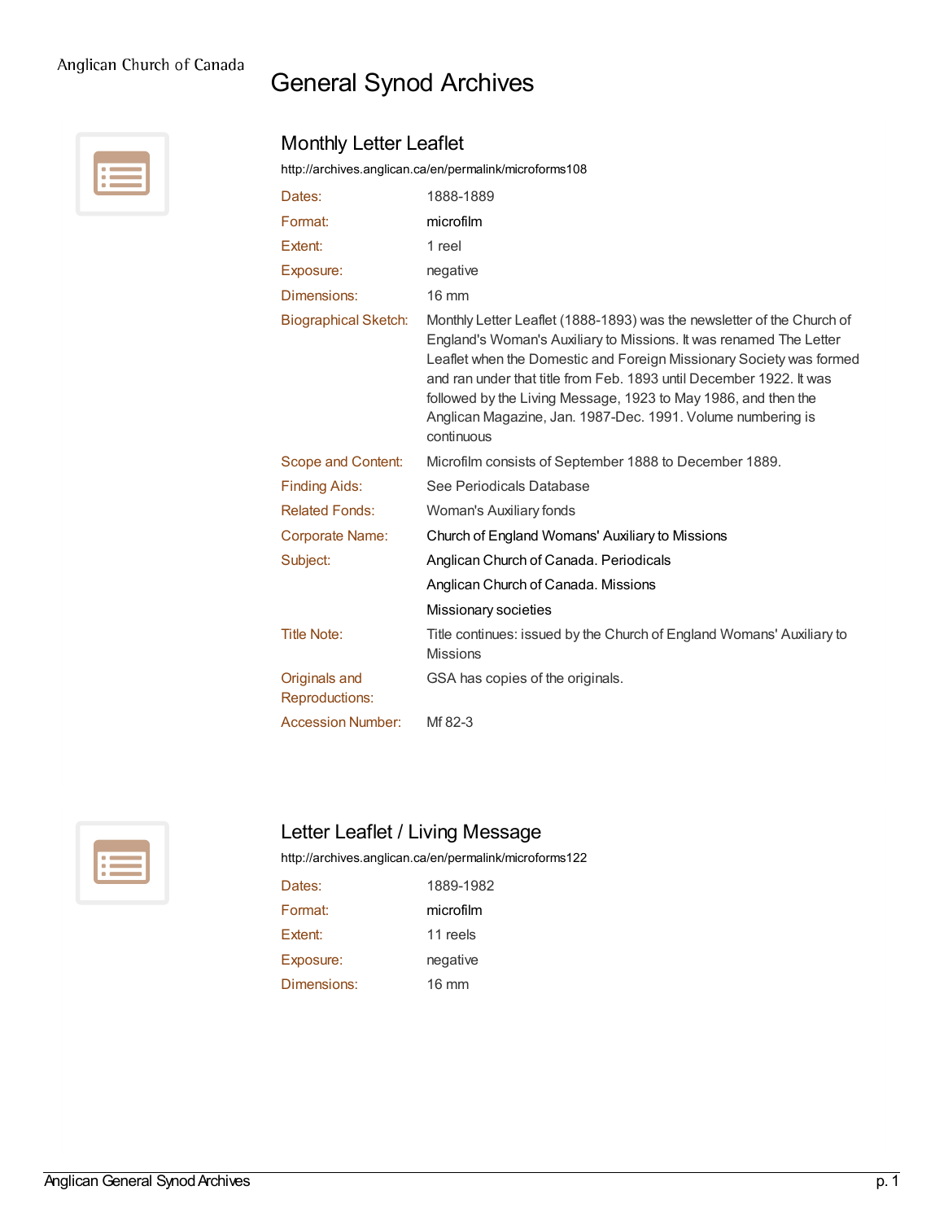Anglican Church of Canada

# General Synod Archives

## Monthly Letter Leaflet

http://archives.anglican.ca/en/permalink/microforms108

| | |
|---|---|
| Dates: | 1888-1889 |
| Format: | microfilm |
| Extent: | 1 reel |
| Exposure: | negative |
| Dimensions: | 16 mm |
| Biographical Sketch: | Monthly Letter Leaflet (1888-1893) was the newsletter of the Church of England's Woman's Auxiliary to Missions. It was renamed The Letter Leaflet when the Domestic and Foreign Missionary Society was formed and ran under that title from Feb. 1893 until December 1922. It was followed by the Living Message, 1923 to May 1986, and then the Anglican Magazine, Jan. 1987-Dec. 1991. Volume numbering is continuous |
| Scope and Content: | Microfilm consists of September 1888 to December 1889. |
| Finding Aids: | See Periodicals Database |
| Related Fonds: | Woman's Auxiliary fonds |
| Corporate Name: | Church of England Womans' Auxiliary to Missions |
| Subject: | Anglican Church of Canada. Periodicals |
| | Anglican Church of Canada. Missions |
| | Missionary societies |
| Title Note: | Title continues: issued by the Church of England Womans' Auxiliary to Missions |
| Originals and Reproductions: | GSA has copies of the originals. |
| Accession Number: | Mf 82-3 |

## Letter Leaflet / Living Message

http://archives.anglican.ca/en/permalink/microforms122

| | |
|---|---|
| Dates: | 1889-1982 |
| Format: | microfilm |
| Extent: | 11 reels |
| Exposure: | negative |
| Dimensions: | 16 mm |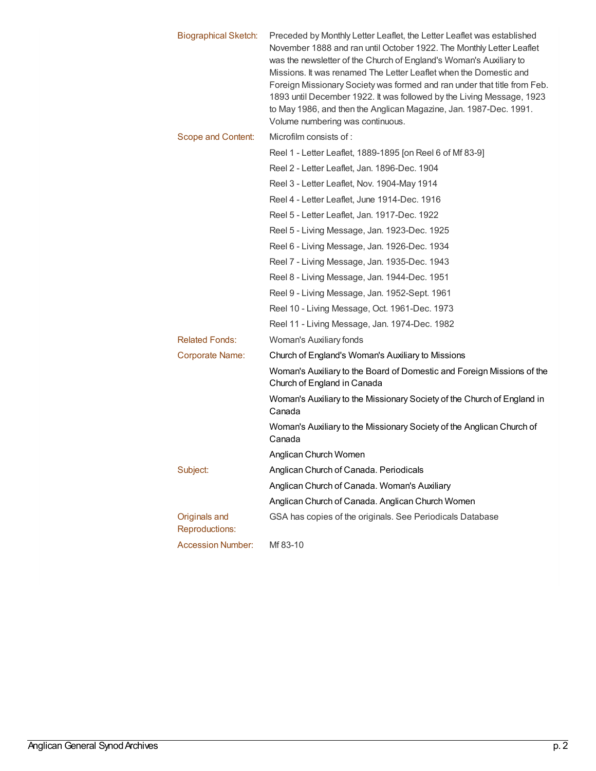**Biographical Sketch:** Preceded by Monthly Letter Leaflet, the Letter Leaflet was established November 1888 and ran until October 1922. The Monthly Letter Leaflet was the newsletter of the Church of England's Woman's Auxiliary to Missions. It was renamed The Letter Leaflet when the Domestic and Foreign Missionary Society was formed and ran under that title from Feb. 1893 until December 1922. It was followed by the Living Message, 1923 to May 1986, and then the Anglican Magazine, Jan. 1987-Dec. 1991. Volume numbering was continuous.

**Scope and Content:** Microfilm consists of :

Reel 1 - Letter Leaflet, 1889-1895 [on Reel 6 of Mf 83-9]

Reel 2 - Letter Leaflet, Jan. 1896-Dec. 1904

Reel 3 - Letter Leaflet, Nov. 1904-May 1914

Reel 4 - Letter Leaflet, June 1914-Dec. 1916

Reel 5 - Letter Leaflet, Jan. 1917-Dec. 1922

Reel 5 - Living Message, Jan. 1923-Dec. 1925

Reel 6 - Living Message, Jan. 1926-Dec. 1934

Reel 7 - Living Message, Jan. 1935-Dec. 1943

Reel 8 - Living Message, Jan. 1944-Dec. 1951

Reel 9 - Living Message, Jan. 1952-Sept. 1961

Reel 10 - Living Message, Oct. 1961-Dec. 1973

Reel 11 - Living Message, Jan. 1974-Dec. 1982

**Related Fonds:** Woman's Auxiliary fonds

**Corporate Name:** Church of England's Woman's Auxiliary to Missions

Woman's Auxiliary to the Board of Domestic and Foreign Missions of the Church of England in Canada

Woman's Auxiliary to the Missionary Society of the Church of England in Canada

Woman's Auxiliary to the Missionary Society of the Anglican Church of Canada

Anglican Church Women

**Subject:** Anglican Church of Canada. Periodicals

Anglican Church of Canada. Woman's Auxiliary

Anglican Church of Canada. Anglican Church Women

**Originals and Reproductions:** GSA has copies of the originals. See Periodicals Database

**Accession Number:** Mf 83-10